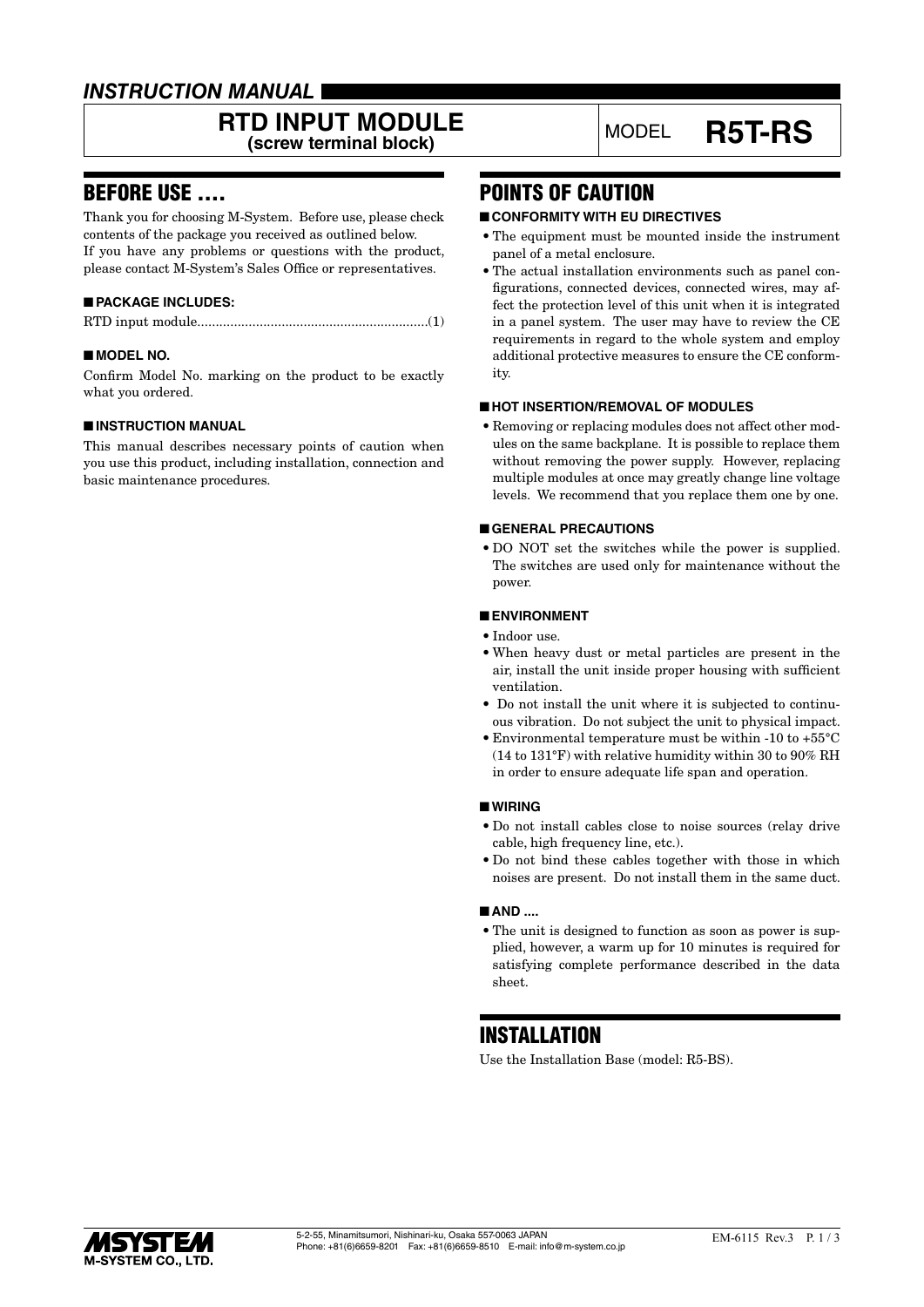*INSTRUCTION MANUAL*

# RTD INPUT MODULE
**(screw terminal block)**

MODEL **R5T-RS**

## BEFORE USE ....

Thank you for choosing M-System. Before use, please check contents of the package you received as outlined below. If you have any problems or questions with the product, please contact M-System's Sales Office or representatives.

### ■ PACKAGE INCLUDES:

RTD input module..............................................................(1)

### ■ MODEL NO.

Confirm Model No. marking on the product to be exactly what you ordered.

### ■ INSTRUCTION MANUAL

This manual describes necessary points of caution when you use this product, including installation, connection and basic maintenance procedures.

## POINTS OF CAUTION

### ■ CONFORMITY WITH EU DIRECTIVES

- The equipment must be mounted inside the instrument panel of a metal enclosure.
- The actual installation environments such as panel configurations, connected devices, connected wires, may affect the protection level of this unit when it is integrated in a panel system. The user may have to review the CE requirements in regard to the whole system and employ additional protective measures to ensure the CE conformity.

### ■ HOT INSERTION/REMOVAL OF MODULES

- Removing or replacing modules does not affect other modules on the same backplane. It is possible to replace them without removing the power supply. However, replacing multiple modules at once may greatly change line voltage levels. We recommend that you replace them one by one.

### ■ GENERAL PRECAUTIONS

- DO NOT set the switches while the power is supplied. The switches are used only for maintenance without the power.

### ■ ENVIRONMENT

- Indoor use.
- When heavy dust or metal particles are present in the air, install the unit inside proper housing with sufficient ventilation.
- Do not install the unit where it is subjected to continuous vibration. Do not subject the unit to physical impact.
- Environmental temperature must be within -10 to +55°C (14 to 131°F) with relative humidity within 30 to 90% RH in order to ensure adequate life span and operation.

### ■ WIRING

- Do not install cables close to noise sources (relay drive cable, high frequency line, etc.).
- Do not bind these cables together with those in which noises are present. Do not install them in the same duct.

### ■ AND ....

- The unit is designed to function as soon as power is supplied, however, a warm up for 10 minutes is required for satisfying complete performance described in the data sheet.

## INSTALLATION

Use the Installation Base (model: R5-BS).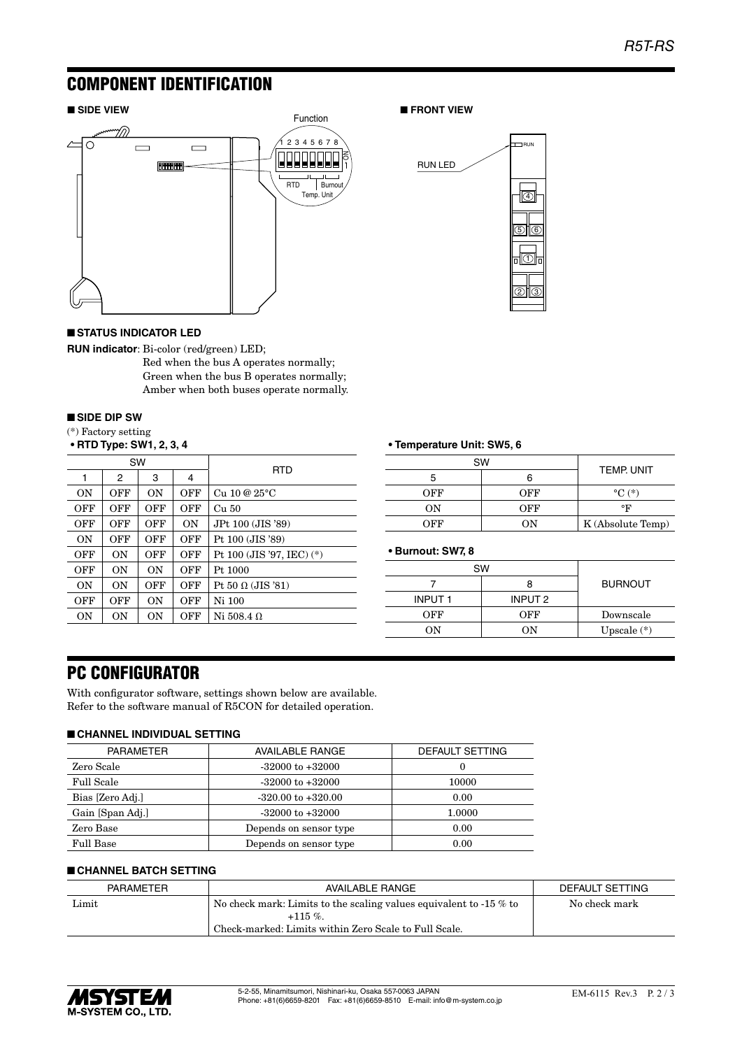# COMPONENT IDENTIFICATION

■ **SIDE VIEW**

Function

1 2 3 4 5 6 7 8

ON 1

RTD | Burnout | Temp. Unit

■ **FRONT VIEW**

RUN LED

RUN

■ **STATUS INDICATOR LED**

**RUN indicator**: Bi-color (red/green) LED;
Red when the bus A operates normally;
Green when the bus B operates normally;
Amber when both buses operate normally.

■ **SIDE DIP SW**

(*) Factory setting

**• RTD Type: SW1, 2, 3, 4**

| SW | | | | RTD |
|---|---|---|---|---|
| 1 | 2 | 3 | 4 | |
| ON | OFF | ON | OFF | Cu 10 @ 25°C |
| OFF | OFF | OFF | OFF | Cu 50 |
| OFF | OFF | OFF | ON | JPt 100 (JIS '89) |
| ON | OFF | OFF | OFF | Pt 100 (JIS '89) |
| OFF | ON | OFF | OFF | Pt 100 (JIS '97, IEC) (*) |
| OFF | ON | ON | OFF | Pt 1000 |
| ON | ON | OFF | OFF | Pt 50 Ω (JIS '81) |
| OFF | OFF | ON | OFF | Ni 100 |
| ON | ON | ON | OFF | Ni 508.4 Ω |

**• Temperature Unit: SW5, 6**

| SW | | TEMP. UNIT |
|---|---|---|
| 5 | 6 | |
| OFF | OFF | °C (*) |
| ON | OFF | °F |
| OFF | ON | K (Absolute Temp) |

**• Burnout: SW7, 8**

| SW | | BURNOUT |
|---|---|---|
| 7 | 8 | |
| INPUT 1 | INPUT 2 | |
| OFF | OFF | Downscale |
| ON | ON | Upscale (*) |

# PC CONFIGURATOR

With configurator software, settings shown below are available.
Refer to the software manual of R5CON for detailed operation.

■ **CHANNEL INDIVIDUAL SETTING**

| PARAMETER | AVAILABLE RANGE | DEFAULT SETTING |
|---|---|---|
| Zero Scale | -32000 to +32000 | 0 |
| Full Scale | -32000 to +32000 | 10000 |
| Bias [Zero Adj.] | -320.00 to +320.00 | 0.00 |
| Gain [Span Adj.] | -32000 to +32000 | 1.0000 |
| Zero Base | Depends on sensor type | 0.00 |
| Full Base | Depends on sensor type | 0.00 |

■ **CHANNEL BATCH SETTING**

| PARAMETER | AVAILABLE RANGE | DEFAULT SETTING |
|---|---|---|
| Limit | No check mark: Limits to the scaling values equivalent to -15 % to +115 %.<br>Check-marked: Limits within Zero Scale to Full Scale. | No check mark |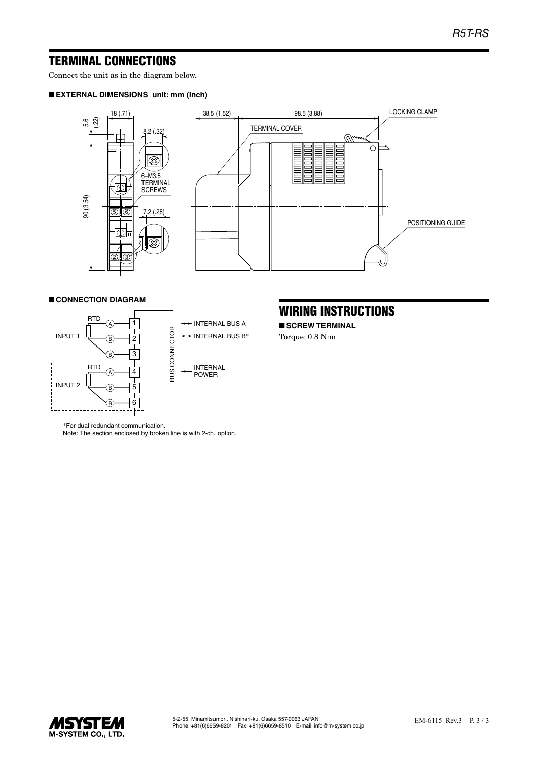# TERMINAL CONNECTIONS

Connect the unit as in the diagram below.

### ■ EXTERNAL DIMENSIONS unit: mm (inch)

18 (.71)
5.6 (.22)
8.2 (.32)
6–M3.5 TERMINAL SCREWS
90 (3.54)
7.2 (.28)
38.5 (1.52)
98.5 (3.88)
TERMINAL COVER
LOCKING CLAMP
POSITIONING GUIDE

### ■ CONNECTION DIAGRAM

INPUT 1
RTD
INPUT 2
BUS CONNECTOR
INTERNAL BUS A
INTERNAL BUS B*
INTERNAL POWER

*For dual redundant communication.
Note: The section enclosed by broken line is with 2-ch. option.

# WIRING INSTRUCTIONS

### ■ SCREW TERMINAL

Torque: 0.8 N·m